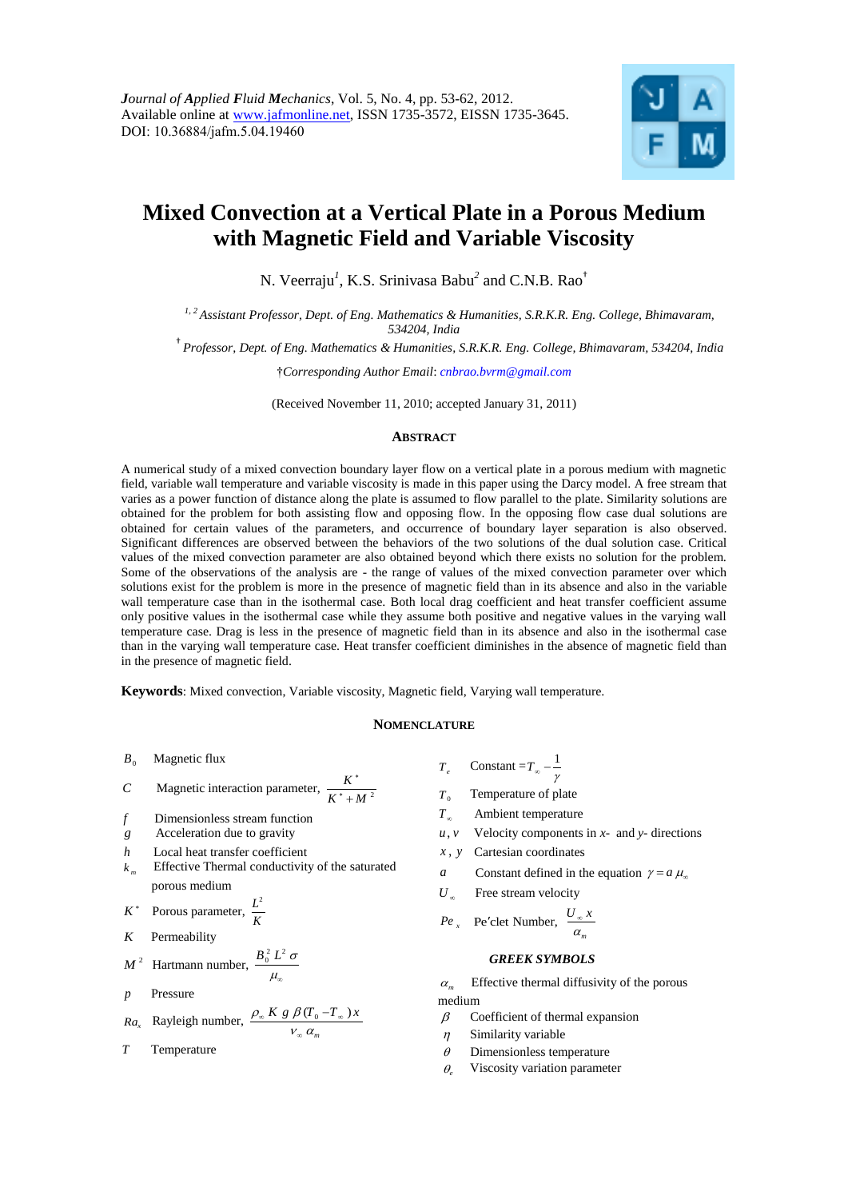*Journal of Applied Fluid Mechanics*, Vol. 5, No. 4, pp. 53-62, 2012.
Available online at www.jafmonline.net, ISSN 1735-3572, EISSN 1735-3645.
DOI: 10.36884/jafm.5.04.19460

# Mixed Convection at a Vertical Plate in a Porous Medium with Magnetic Field and Variable Viscosity

N. Veerraju[1], K.S. Srinivasa Babu[2] and C.N.B. Rao[†]

[1,2] *Assistant Professor, Dept. of Eng. Mathematics & Humanities, S.R.K.R. Eng. College, Bhimavaram, 534204, India*

[†] *Professor, Dept. of Eng. Mathematics & Humanities, S.R.K.R. Eng. College, Bhimavaram, 534204, India*

†*Corresponding Author Email*: *cnbrao.bvrm@gmail.com*

(Received November 11, 2010; accepted January 31, 2011)

## ABSTRACT

A numerical study of a mixed convection boundary layer flow on a vertical plate in a porous medium with magnetic field, variable wall temperature and variable viscosity is made in this paper using the Darcy model. A free stream that varies as a power function of distance along the plate is assumed to flow parallel to the plate. Similarity solutions are obtained for the problem for both assisting flow and opposing flow. In the opposing flow case dual solutions are obtained for certain values of the parameters, and occurrence of boundary layer separation is also observed. Significant differences are observed between the behaviors of the two solutions of the dual solution case. Critical values of the mixed convection parameter are also obtained beyond which there exists no solution for the problem. Some of the observations of the analysis are - the range of values of the mixed convection parameter over which solutions exist for the problem is more in the presence of magnetic field than in its absence and also in the variable wall temperature case than in the isothermal case. Both local drag coefficient and heat transfer coefficient assume only positive values in the isothermal case while they assume both positive and negative values in the varying wall temperature case. Drag is less in the presence of magnetic field than in its absence and also in the isothermal case than in the varying wall temperature case. Heat transfer coefficient diminishes in the absence of magnetic field than in the presence of magnetic field.

**Keywords**: Mixed convection, Variable viscosity, Magnetic field, Varying wall temperature.

## NOMENCLATURE

$B_0$ Magnetic flux

$C$ Magnetic interaction parameter, $\dfrac{K^*}{K^*+M^2}$

$f$ Dimensionless stream function

$g$ Acceleration due to gravity

$h$ Local heat transfer coefficient

$k_m$ Effective Thermal conductivity of the saturated porous medium

$K^*$ Porous parameter, $\dfrac{L^2}{K}$

$K$ Permeability

$M^2$ Hartmann number, $\dfrac{B_0^2 L^2 \sigma}{\mu_\infty}$

$p$ Pressure

$Ra_x$ Rayleigh number, $\dfrac{\rho_\infty K g \beta (T_0 - T_\infty) x}{\nu_\infty \alpha_m}$

$T$ Temperature

$T_e$ Constant $= T_\infty - \dfrac{1}{\gamma}$

$T_0$ Temperature of plate

$T_\infty$ Ambient temperature

$u, v$ Velocity components in $x$- and $y$- directions

$x, y$ Cartesian coordinates

$a$ Constant defined in the equation $\gamma = a\,\mu_\infty$

$U_\infty$ Free stream velocity

$Pe_x$ Pe′clet Number, $\dfrac{U_\infty x}{\alpha_m}$

***GREEK SYMBOLS***

$\alpha_m$ Effective thermal diffusivity of the porous medium

$\beta$ Coefficient of thermal expansion

$\eta$ Similarity variable

$\theta$ Dimensionless temperature

$\theta_e$ Viscosity variation parameter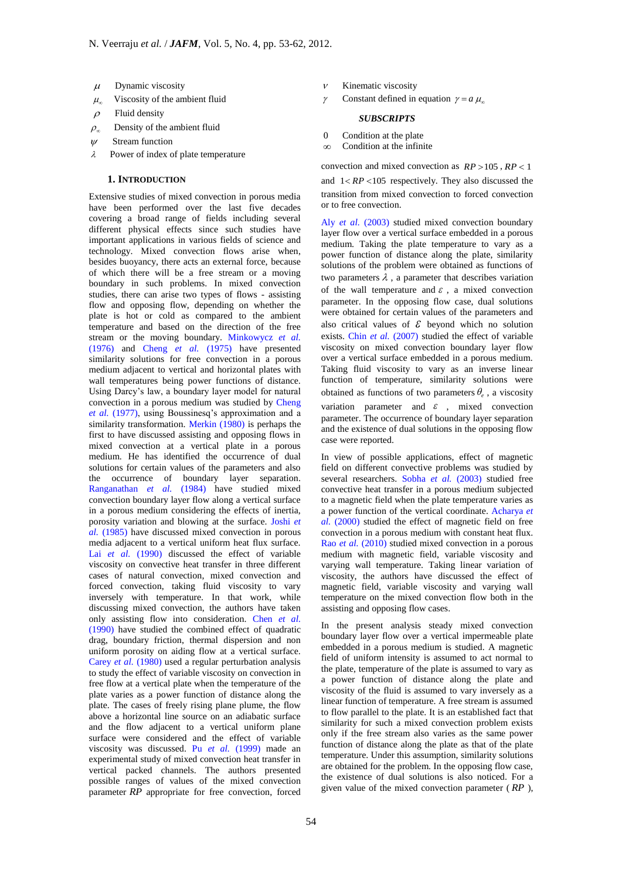$\mu$ Dynamic viscosity

$\mu_\infty$ Viscosity of the ambient fluid

$\rho$ Fluid density

$\rho_\infty$ Density of the ambient fluid

$\psi$ Stream function

$\lambda$ Power of index of plate temperature

$\nu$ Kinematic viscosity

$\gamma$ Constant defined in equation $\gamma = a\,\mu_\infty$

***SUBSCRIPTS***

0 Condition at the plate

$\infty$ Condition at the infinite

## 1. INTRODUCTION

Extensive studies of mixed convection in porous media have been performed over the last five decades covering a broad range of fields including several different physical effects since such studies have important applications in various fields of science and technology. Mixed convection flows arise when, besides buoyancy, there acts an external force, because of which there will be a free stream or a moving boundary in such problems. In mixed convection studies, there can arise two types of flows - assisting flow and opposing flow, depending on whether the plate is hot or cold as compared to the ambient temperature and based on the direction of the free stream or the moving boundary. Minkowycz *et al.* (1976) and Cheng *et al.* (1975) have presented similarity solutions for free convection in a porous medium adjacent to vertical and horizontal plates with wall temperatures being power functions of distance. Using Darcy's law, a boundary layer model for natural convection in a porous medium was studied by Cheng *et al.* (1977), using Boussinesq's approximation and a similarity transformation. Merkin (1980) is perhaps the first to have discussed assisting and opposing flows in mixed convection at a vertical plate in a porous medium. He has identified the occurrence of dual solutions for certain values of the parameters and also the occurrence of boundary layer separation. Ranganathan *et al.* (1984) have studied mixed convection boundary layer flow along a vertical surface in a porous medium considering the effects of inertia, porosity variation and blowing at the surface. Joshi *et al.* (1985) have discussed mixed convection in porous media adjacent to a vertical uniform heat flux surface. Lai *et al.* (1990) discussed the effect of variable viscosity on convective heat transfer in three different cases of natural convection, mixed convection and forced convection, taking fluid viscosity to vary inversely with temperature. In that work, while discussing mixed convection, the authors have taken only assisting flow into consideration. Chen *et al.* (1990) have studied the combined effect of quadratic drag, boundary friction, thermal dispersion and non uniform porosity on aiding flow at a vertical surface. Carey *et al.* (1980) used a regular perturbation analysis to study the effect of variable viscosity on convection in free flow at a vertical plate when the temperature of the plate varies as a power function of distance along the plate. The cases of freely rising plane plume, the flow above a horizontal line source on an adiabatic surface and the flow adjacent to a vertical uniform plane surface were considered and the effect of variable viscosity was discussed. Pu *et al.* (1999) made an experimental study of mixed convection heat transfer in vertical packed channels. The authors presented possible ranges of values of the mixed convection parameter $RP$ appropriate for free convection, forced convection and mixed convection as $RP > 105$, $RP < 1$ and $1 < RP < 105$ respectively. They also discussed the transition from mixed convection to forced convection or to free convection.

Aly *et al.* (2003) studied mixed convection boundary layer flow over a vertical surface embedded in a porous medium. Taking the plate temperature to vary as a power function of distance along the plate, similarity solutions of the problem were obtained as functions of two parameters $\lambda$, a parameter that describes variation of the wall temperature and $\varepsilon$, a mixed convection parameter. In the opposing flow case, dual solutions were obtained for certain values of the parameters and also critical values of $\varepsilon$ beyond which no solution exists. Chin *et al.* (2007) studied the effect of variable viscosity on mixed convection boundary layer flow over a vertical surface embedded in a porous medium. Taking fluid viscosity to vary as an inverse linear function of temperature, similarity solutions were obtained as functions of two parameters $\theta_e$, a viscosity variation parameter and $\varepsilon$, mixed convection parameter. The occurrence of boundary layer separation and the existence of dual solutions in the opposing flow case were reported.

In view of possible applications, effect of magnetic field on different convective problems was studied by several researchers. Sobha *et al.* (2003) studied free convective heat transfer in a porous medium subjected to a magnetic field when the plate temperature varies as a power function of the vertical coordinate. Acharya *et al.* (2000) studied the effect of magnetic field on free convection in a porous medium with constant heat flux. Rao *et al.* (2010) studied mixed convection in a porous medium with magnetic field, variable viscosity and varying wall temperature. Taking linear variation of viscosity, the authors have discussed the effect of magnetic field, variable viscosity and varying wall temperature on the mixed convection flow both in the assisting and opposing flow cases.

In the present analysis steady mixed convection boundary layer flow over a vertical impermeable plate embedded in a porous medium is studied. A magnetic field of uniform intensity is assumed to act normal to the plate, temperature of the plate is assumed to vary as a power function of distance along the plate and viscosity of the fluid is assumed to vary inversely as a linear function of temperature. A free stream is assumed to flow parallel to the plate. It is an established fact that similarity for such a mixed convection problem exists only if the free stream also varies as the same power function of distance along the plate as that of the plate temperature. Under this assumption, similarity solutions are obtained for the problem. In the opposing flow case, the existence of dual solutions is also noticed. For a given value of the mixed convection parameter ( $RP$ ),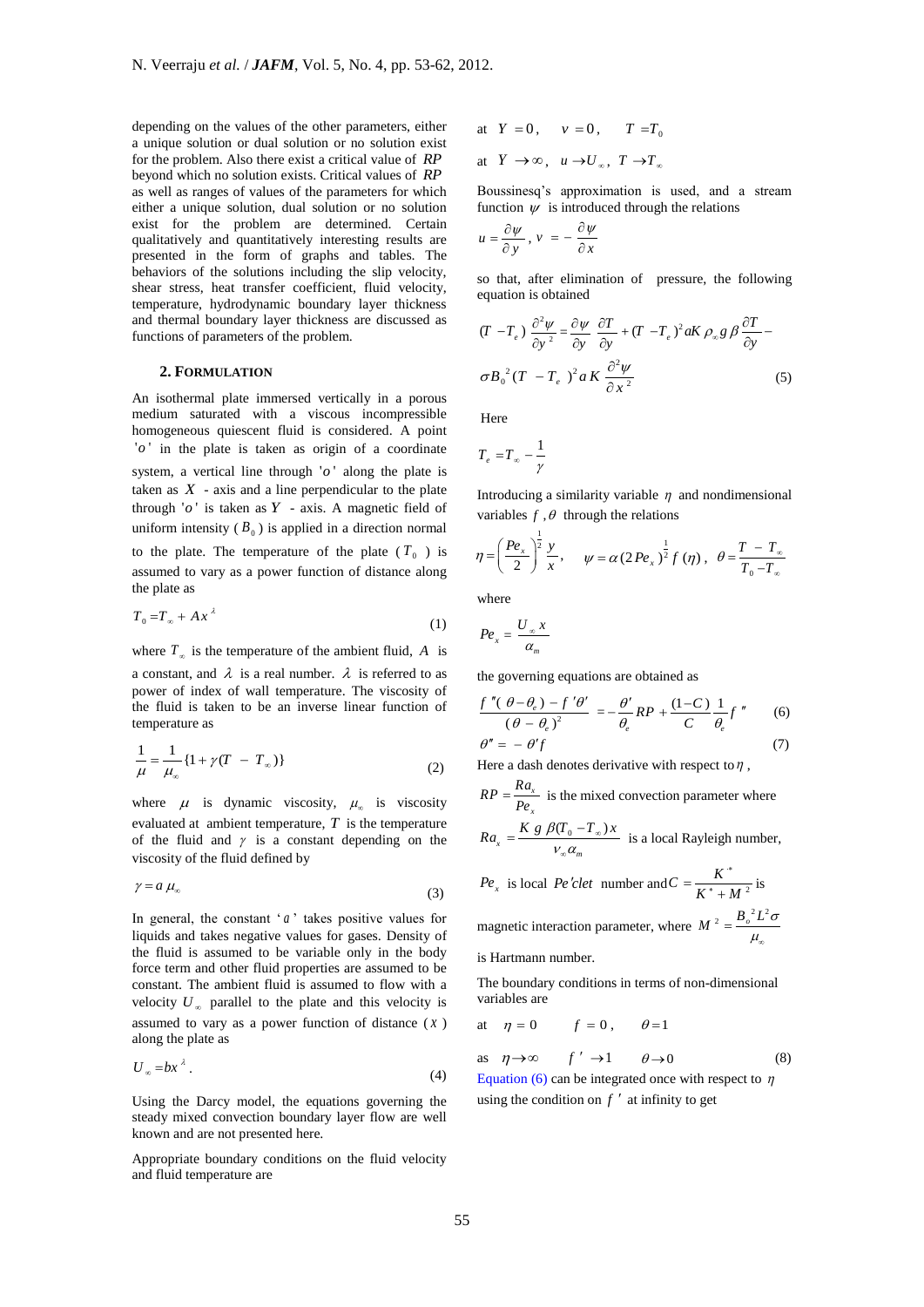depending on the values of the other parameters, either a unique solution or dual solution or no solution exist for the problem. Also there exist a critical value of $RP$ beyond which no solution exists. Critical values of $RP$ as well as ranges of values of the parameters for which either a unique solution, dual solution or no solution exist for the problem are determined. Certain qualitatively and quantitatively interesting results are presented in the form of graphs and tables. The behaviors of the solutions including the slip velocity, shear stress, heat transfer coefficient, fluid velocity, temperature, hydrodynamic boundary layer thickness and thermal boundary layer thickness are discussed as functions of parameters of the problem.

## 2. FORMULATION

An isothermal plate immersed vertically in a porous medium saturated with a viscous incompressible homogeneous quiescent fluid is considered. A point '$o$' in the plate is taken as origin of a coordinate system, a vertical line through '$o$' along the plate is taken as $X$ - axis and a line perpendicular to the plate through '$o$' is taken as $Y$ - axis. A magnetic field of uniform intensity ($B_0$) is applied in a direction normal to the plate. The temperature of the plate ($T_0$) is assumed to vary as a power function of distance along the plate as

$$T_0 = T_\infty + A x^{\lambda} \tag{1}$$

where $T_\infty$ is the temperature of the ambient fluid, $A$ is a constant, and $\lambda$ is a real number. $\lambda$ is referred to as power of index of wall temperature. The viscosity of the fluid is taken to be an inverse linear function of temperature as

$$\frac{1}{\mu} = \frac{1}{\mu_\infty}\{1 + \gamma(T - T_\infty)\} \tag{2}$$

where $\mu$ is dynamic viscosity, $\mu_\infty$ is viscosity evaluated at ambient temperature, $T$ is the temperature of the fluid and $\gamma$ is a constant depending on the viscosity of the fluid defined by

$$\gamma = a\,\mu_\infty \tag{3}$$

In general, the constant '$a$' takes positive values for liquids and takes negative values for gases. Density of the fluid is assumed to be variable only in the body force term and other fluid properties are assumed to be constant. The ambient fluid is assumed to flow with a velocity $U_\infty$ parallel to the plate and this velocity is assumed to vary as a power function of distance ($x$) along the plate as

$$U_\infty = b x^{\lambda}. \tag{4}$$

Using the Darcy model, the equations governing the steady mixed convection boundary layer flow are well known and are not presented here.

Appropriate boundary conditions on the fluid velocity and fluid temperature are

$$\text{at } \; Y = 0, \quad v = 0, \quad T = T_0$$

$$\text{at } \; Y \to \infty, \quad u \to U_\infty, \; T \to T_\infty$$

Boussinesq's approximation is used, and a stream function $\psi$ is introduced through the relations

$$u = \frac{\partial \psi}{\partial y}, \; v = -\frac{\partial \psi}{\partial x}$$

so that, after elimination of pressure, the following equation is obtained

$$(T - T_e)\frac{\partial^2 \psi}{\partial y^2} = \frac{\partial \psi}{\partial y}\frac{\partial T}{\partial y} + (T - T_e)^2 aK\rho_\infty g\beta\frac{\partial T}{\partial y} - \sigma B_0^{\,2}(T - T_e)^2 aK\frac{\partial^2 \psi}{\partial x^2} \tag{5}$$

Here

$$T_e = T_\infty - \frac{1}{\gamma}$$

Introducing a similarity variable $\eta$ and nondimensional variables $f$, $\theta$ through the relations

$$\eta = \left(\frac{Pe_x}{2}\right)^{\frac{1}{2}}\frac{y}{x}, \quad \psi = \alpha(2Pe_x)^{\frac{1}{2}} f(\eta), \quad \theta = \frac{T - T_\infty}{T_0 - T_\infty}$$

where

$$Pe_x = \frac{U_\infty x}{\alpha_m}$$

the governing equations are obtained as

$$\frac{f''(\theta - \theta_e) - f'\theta'}{(\theta - \theta_e)^2} = -\frac{\theta'}{\theta_e}RP + \frac{(1-C)}{C}\frac{1}{\theta_e}f'' \tag{6}$$

$$\theta'' = -\theta' f \tag{7}$$

Here a dash denotes derivative with respect to $\eta$,

$RP = \dfrac{Ra_x}{Pe_x}$ is the mixed convection parameter where

$Ra_x = \dfrac{K\,g\,\beta(T_0 - T_\infty)x}{\nu_\infty \alpha_m}$ is a local Rayleigh number,

$Pe_x$ is local *Pe'clet* number and $C = \dfrac{K^*}{K^* + M^2}$ is magnetic interaction parameter, where $M^2 = \dfrac{B_o^{\,2}L^2\sigma}{\mu_\infty}$ is Hartmann number.

The boundary conditions in terms of non-dimensional variables are

$$\text{at } \; \eta = 0 \qquad f = 0, \qquad \theta = 1$$

$$\text{as } \; \eta \to \infty \qquad f' \to 1 \qquad \theta \to 0 \tag{8}$$

Equation (6) can be integrated once with respect to $\eta$ using the condition on $f'$ at infinity to get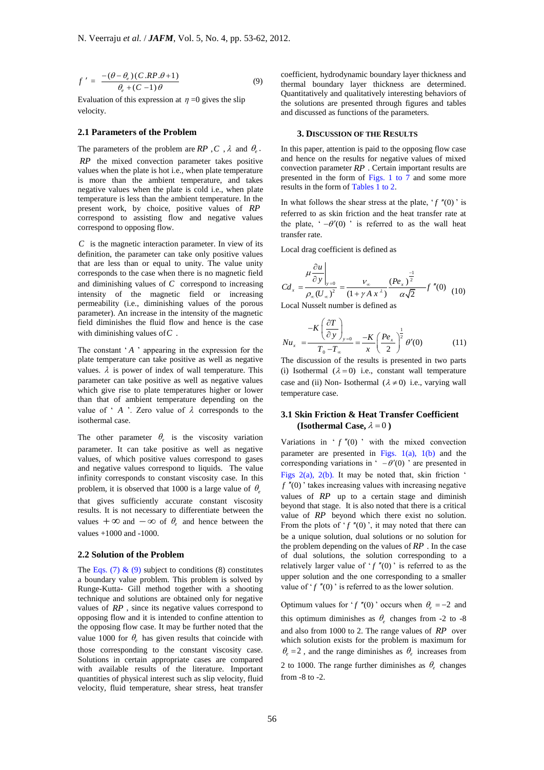$$f' = \frac{-(\theta - \theta_e)(C.RP.\theta + 1)}{\theta_e + (C-1)\theta} \tag{9}$$

Evaluation of this expression at $\eta = 0$ gives the slip velocity.

### 2.1 Parameters of the Problem

The parameters of the problem are $RP$ , $C$ , $\lambda$ and $\theta_e$.

$RP$ the mixed convection parameter takes positive values when the plate is hot i.e., when plate temperature is more than the ambient temperature, and takes negative values when the plate is cold i.e., when plate temperature is less than the ambient temperature. In the present work, by choice, positive values of $RP$ correspond to assisting flow and negative values correspond to opposing flow.

$C$ is the magnetic interaction parameter. In view of its definition, the parameter can take only positive values that are less than or equal to unity. The value unity corresponds to the case when there is no magnetic field and diminishing values of $C$ correspond to increasing intensity of the magnetic field or increasing permeability (i.e., diminishing values of the porous parameter). An increase in the intensity of the magnetic field diminishes the fluid flow and hence is the case with diminishing values of $C$ .

The constant '$A$' appearing in the expression for the plate temperature can take positive as well as negative values. $\lambda$ is power of index of wall temperature. This parameter can take positive as well as negative values which give rise to plate temperatures higher or lower than that of ambient temperature depending on the value of '$A$'. Zero value of $\lambda$ corresponds to the isothermal case.

The other parameter $\theta_e$ is the viscosity variation parameter. It can take positive as well as negative values, of which positive values correspond to gases and negative values correspond to liquids. The value infinity corresponds to constant viscosity case. In this problem, it is observed that 1000 is a large value of $\theta_e$ that gives sufficiently accurate constant viscosity results. It is not necessary to differentiate between the values $+\infty$ and $-\infty$ of $\theta_e$ and hence between the values +1000 and -1000.

### 2.2 Solution of the Problem

The Eqs. (7) & (9) subject to conditions (8) constitutes a boundary value problem. This problem is solved by Runge-Kutta- Gill method together with a shooting technique and solutions are obtained only for negative values of $RP$ , since its negative values correspond to opposing flow and it is intended to confine attention to the opposing flow case. It may be further noted that the value 1000 for $\theta_e$ has given results that coincide with those corresponding to the constant viscosity case. Solutions in certain appropriate cases are compared with available results of the literature. Important quantities of physical interest such as slip velocity, fluid velocity, fluid temperature, shear stress, heat transfer coefficient, hydrodynamic boundary layer thickness and thermal boundary layer thickness are determined. Quantitatively and qualitatively interesting behaviors of the solutions are presented through figures and tables and discussed as functions of the parameters.

## 3. Discussion of the Results

In this paper, attention is paid to the opposing flow case and hence on the results for negative values of mixed convection parameter $RP$ . Certain important results are presented in the form of Figs. 1 to 7 and some more results in the form of Tables 1 to 2.

In what follows the shear stress at the plate, '$f''(0)$' is referred to as skin friction and the heat transfer rate at the plate, '$-\theta'(0)$' is referred to as the wall heat transfer rate.

Local drag coefficient is defined as

$$Cd_x = \frac{\mu \left.\frac{\partial u}{\partial y}\right|_{y=0}}{\rho_\infty (U_\infty)^2} = \frac{\nu_\infty}{(1+\gamma A x^\lambda)} \frac{(Pe_x)^{\frac{-1}{2}}}{\alpha\sqrt{2}} f''(0) \tag{10}$$

Local Nusselt number is defined as

$$Nu_x = \frac{-K\left(\frac{\partial T}{\partial y}\right)_{y=0}}{T_0 - T_\infty} = \frac{-K}{x}\left(\frac{Pe_x}{2}\right)^{\frac{1}{2}} \theta'(0) \tag{11}$$

The discussion of the results is presented in two parts (i) Isothermal $(\lambda = 0)$ i.e., constant wall temperature case and (ii) Non- Isothermal $(\lambda \neq 0)$ i.e., varying wall temperature case.

### 3.1 Skin Friction & Heat Transfer Coefficient (Isothermal Case, $\lambda = 0$)

Variations in '$f''(0)$' with the mixed convection parameter are presented in Figs. 1(a), 1(b) and the corresponding variations in '$-\theta'(0)$' are presented in Figs 2(a), 2(b). It may be noted that, skin friction '$f''(0)$' takes increasing values with increasing negative values of $RP$ up to a certain stage and diminish beyond that stage. It is also noted that there is a critical value of $RP$ beyond which there exist no solution. From the plots of '$f''(0)$', it may noted that there can be a unique solution, dual solutions or no solution for the problem depending on the values of $RP$ . In the case of dual solutions, the solution corresponding to a relatively larger value of '$f''(0)$' is referred to as the upper solution and the one corresponding to a smaller value of '$f''(0)$' is referred to as the lower solution.

Optimum values for '$f''(0)$' occurs when $\theta_e = -2$ and this optimum diminishes as $\theta_e$ changes from -2 to -8 and also from 1000 to 2. The range values of $RP$ over which solution exists for the problem is maximum for $\theta_e = 2$ , and the range diminishes as $\theta_e$ increases from 2 to 1000. The range further diminishes as $\theta_e$ changes from -8 to -2.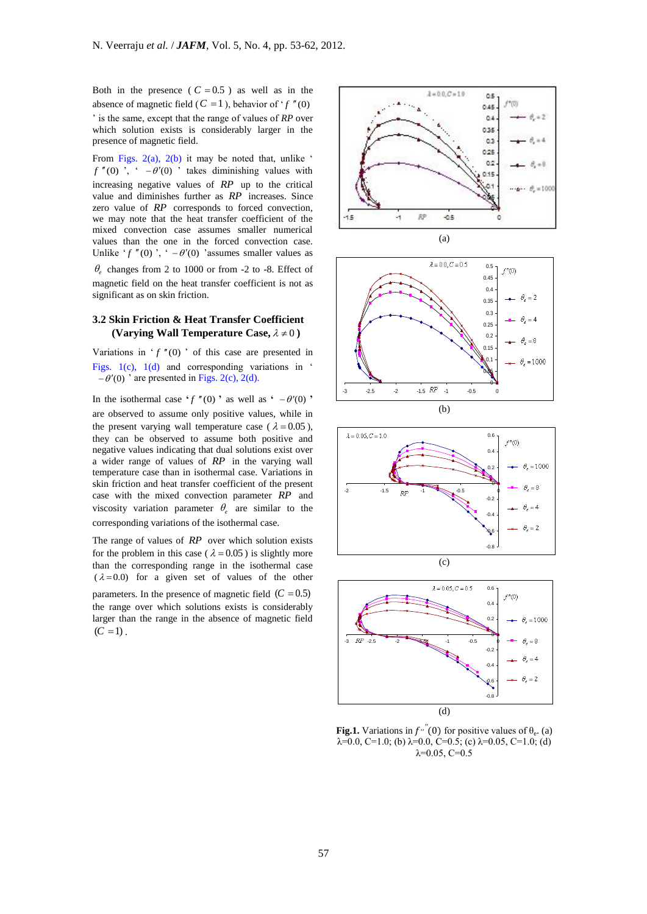Both in the presence ( $C = 0.5$ ) as well as in the absence of magnetic field ( $C = 1$ ), behavior of ' $f''(0)$ ' is the same, except that the range of values of *RP* over which solution exists is considerably larger in the presence of magnetic field.

From Figs. 2(a), 2(b) it may be noted that, unlike ' $f''(0)$ ', ' $-\theta'(0)$ ' takes diminishing values with increasing negative values of *RP* up to the critical value and diminishes further as *RP* increases. Since zero value of *RP* corresponds to forced convection, we may note that the heat transfer coefficient of the mixed convection case assumes smaller numerical values than the one in the forced convection case. Unlike ' $f''(0)$ ', ' $-\theta'(0)$ ' assumes smaller values as $\theta_e$ changes from 2 to 1000 or from -2 to -8. Effect of magnetic field on the heat transfer coefficient is not as significant as on skin friction.

### 3.2 Skin Friction & Heat Transfer Coefficient (Varying Wall Temperature Case, $\lambda \neq 0$ )

Variations in ' $f''(0)$ ' of this case are presented in Figs. 1(c), 1(d) and corresponding variations in ' $-\theta'(0)$ ' are presented in Figs. 2(c), 2(d).

In the isothermal case ' $f''(0)$ ' as well as ' $-\theta'(0)$ ' are observed to assume only positive values, while in the present varying wall temperature case ( $\lambda = 0.05$ ), they can be observed to assume both positive and negative values indicating that dual solutions exist over a wider range of values of *RP* in the varying wall temperature case than in isothermal case. Variations in skin friction and heat transfer coefficient of the present case with the mixed convection parameter *RP* and viscosity variation parameter $\theta_e$ are similar to the corresponding variations of the isothermal case.

The range of values of *RP* over which solution exists for the problem in this case ( $\lambda = 0.05$ ) is slightly more than the corresponding range in the isothermal case ( $\lambda = 0.0$ ) for a given set of values of the other parameters. In the presence of magnetic field $(C = 0.5)$ the range over which solutions exists is considerably larger than the range in the absence of magnetic field $(C = 1)$.

(a)

(b)

(c)

(d)

**Fig.1.** Variations in $f''(0)$ for positive values of $\theta_e$. (a) $\lambda$=0.0, C=1.0; (b) $\lambda$=0.0, C=0.5; (c) $\lambda$=0.05, C=1.0; (d) $\lambda$=0.05, C=0.5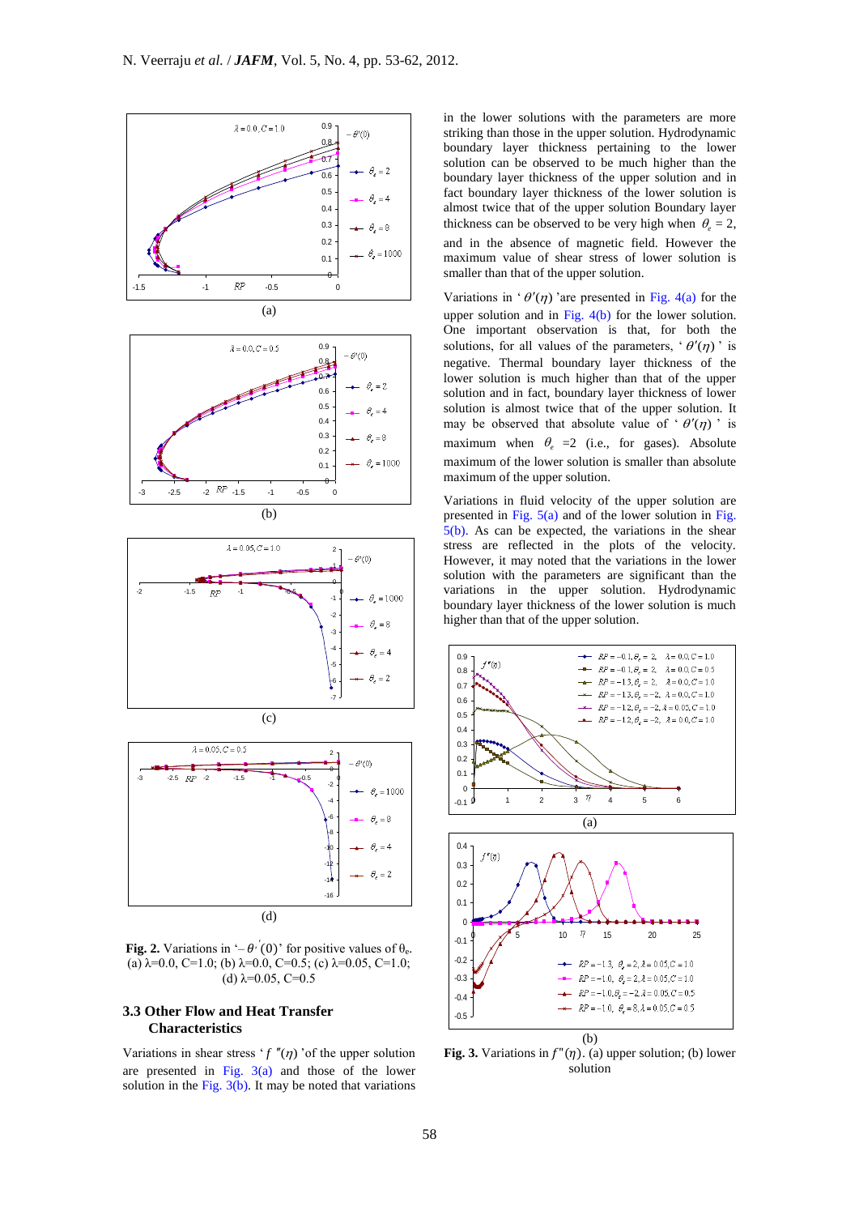**Fig. 2.** Variations in '$-\theta'(0)$' for positive values of $\theta_e$. (a) λ=0.0, C=1.0; (b) λ=0.0, C=0.5; (c) λ=0.05, C=1.0; (d) λ=0.05, C=0.5

### 3.3 Other Flow and Heat Transfer Characteristics

Variations in shear stress '$f''(\eta)$' of the upper solution are presented in Fig. 3(a) and those of the lower solution in the Fig. 3(b). It may be noted that variations in the lower solutions with the parameters are more striking than those in the upper solution. Hydrodynamic boundary layer thickness pertaining to the lower solution can be observed to be much higher than the boundary layer thickness of the upper solution and in fact boundary layer thickness of the lower solution is almost twice that of the upper solution Boundary layer thickness can be observed to be very high when $\theta_e = 2$, and in the absence of magnetic field. However the maximum value of shear stress of lower solution is smaller than that of the upper solution.

Variations in '$\theta'(\eta)$' are presented in Fig. 4(a) for the upper solution and in Fig. 4(b) for the lower solution. One important observation is that, for both the solutions, for all values of the parameters, '$\theta'(\eta)$' is negative. Thermal boundary layer thickness of the lower solution is much higher than that of the upper solution and in fact, boundary layer thickness of lower solution is almost twice that of the upper solution. It may be observed that absolute value of '$\theta'(\eta)$' is maximum when $\theta_e$ =2 (i.e., for gases). Absolute maximum of the lower solution is smaller than absolute maximum of the upper solution.

Variations in fluid velocity of the upper solution are presented in Fig. 5(a) and of the lower solution in Fig. 5(b). As can be expected, the variations in the shear stress are reflected in the plots of the velocity. However, it may noted that the variations in the lower solution with the parameters are significant than the variations in the upper solution. Hydrodynamic boundary layer thickness of the lower solution is much higher than that of the upper solution.

**Fig. 3.** Variations in $f''(\eta)$. (a) upper solution; (b) lower solution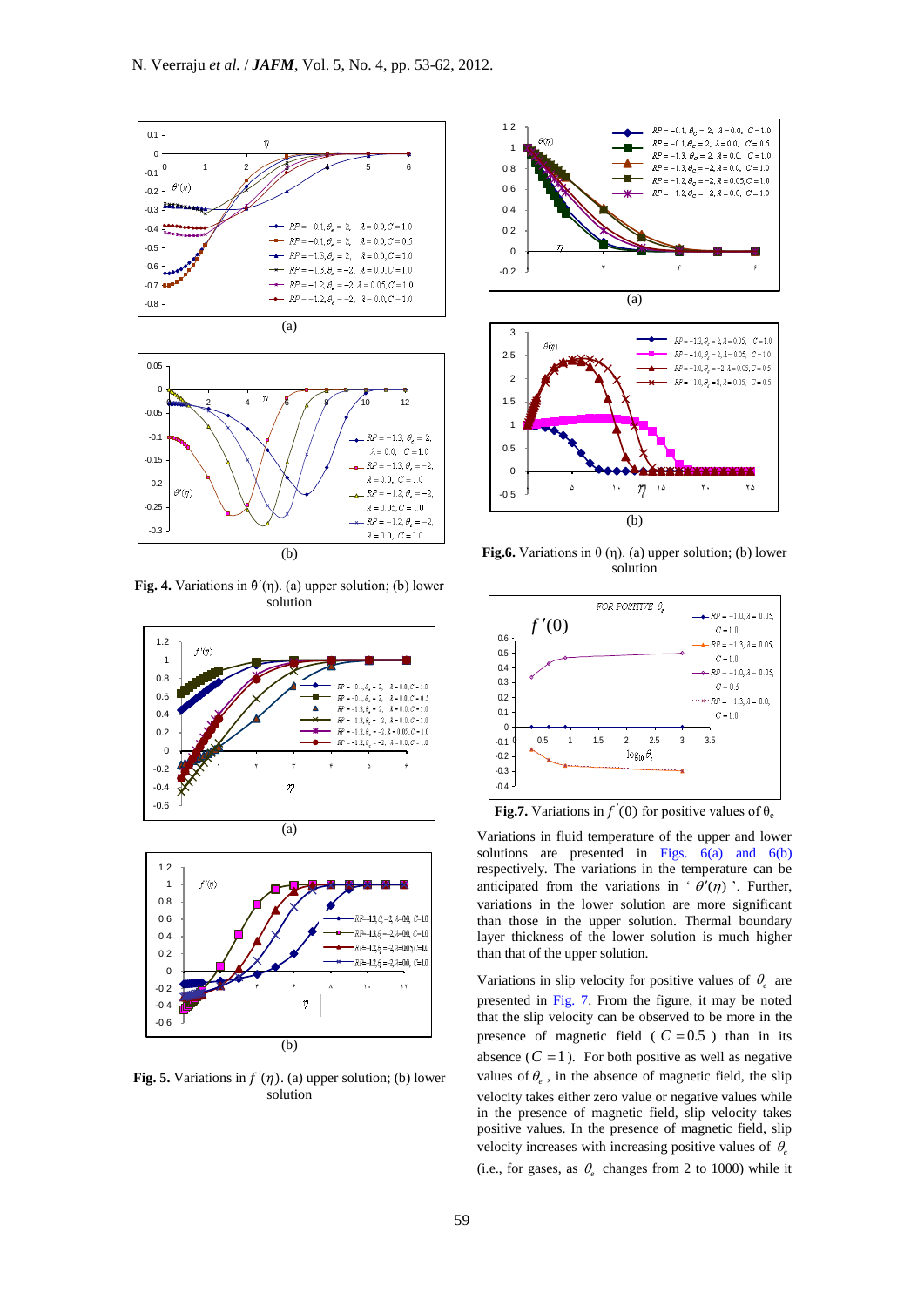**Fig. 4.** Variations in $\theta'(\eta)$. (a) upper solution; (b) lower solution

**Fig. 5.** Variations in $f'(\eta)$. (a) upper solution; (b) lower solution

**Fig.6.** Variations in $\theta(\eta)$. (a) upper solution; (b) lower solution

**Fig.7.** Variations in $f'(0)$ for positive values of $\theta_e$

Variations in fluid temperature of the upper and lower solutions are presented in Figs. 6(a) and 6(b) respectively. The variations in the temperature can be anticipated from the variations in '$\theta'(\eta)$'. Further, variations in the lower solution are more significant than those in the upper solution. Thermal boundary layer thickness of the lower solution is much higher than that of the upper solution.

Variations in slip velocity for positive values of $\theta_e$ are presented in Fig. 7. From the figure, it may be noted that the slip velocity can be observed to be more in the presence of magnetic field ($C = 0.5$) than in its absence ($C = 1$). For both positive as well as negative values of $\theta_e$, in the absence of magnetic field, the slip velocity takes either zero value or negative values while in the presence of magnetic field, slip velocity takes positive values. In the presence of magnetic field, slip velocity increases with increasing positive values of $\theta_e$ (i.e., for gases, as $\theta_e$ changes from 2 to 1000) while it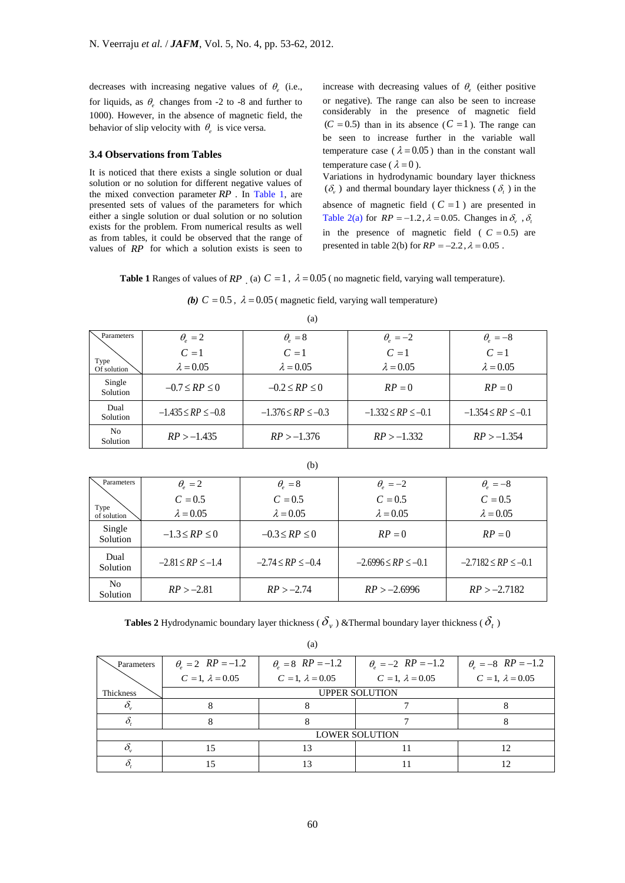decreases with increasing negative values of $\theta_e$ (i.e., for liquids, as $\theta_e$ changes from -2 to -8 and further to 1000). However, in the absence of magnetic field, the behavior of slip velocity with $\theta_e$ is vice versa.

### 3.4 Observations from Tables

It is noticed that there exists a single solution or dual solution or no solution for different negative values of the mixed convection parameter $RP$. In Table 1, are presented sets of values of the parameters for which either a single solution or dual solution or no solution exists for the problem. From numerical results as well as from tables, it could be observed that the range of values of $RP$ for which a solution exists is seen to increase with decreasing values of $\theta_e$ (either positive or negative). The range can also be seen to increase considerably in the presence of magnetic field $(C = 0.5)$ than in its absence $(C = 1)$. The range can be seen to increase further in the variable wall temperature case ($\lambda = 0.05$) than in the constant wall temperature case ($\lambda = 0$).

Variations in hydrodynamic boundary layer thickness ($\delta_v$) and thermal boundary layer thickness ($\delta_t$) in the absence of magnetic field ($C = 1$) are presented in Table 2(a) for $RP = -1.2, \lambda = 0.05$. Changes in $\delta_v$, $\delta_t$ in the presence of magnetic field ($C = 0.5$) are presented in table 2(b) for $RP = -2.2, \lambda = 0.05$.

**Table 1** Ranges of values of $RP$ (a) $C = 1$, $\lambda = 0.05$ ( no magnetic field, varying wall temperature).

***(b)*** $C = 0.5$, $\lambda = 0.05$ ( magnetic field, varying wall temperature)

(a)

| Parameters / Type Of solution | $\theta_e = 2$, $C = 1$, $\lambda = 0.05$ | $\theta_e = 8$, $C = 1$, $\lambda = 0.05$ | $\theta_e = -2$, $C = 1$, $\lambda = 0.05$ | $\theta_e = -8$, $C = 1$, $\lambda = 0.05$ |
|---|---|---|---|---|
| Single Solution | $-0.7 \le RP \le 0$ | $-0.2 \le RP \le 0$ | $RP = 0$ | $RP = 0$ |
| Dual Solution | $-1.435 \le RP \le -0.8$ | $-1.376 \le RP \le -0.3$ | $-1.332 \le RP \le -0.1$ | $-1.354 \le RP \le -0.1$ |
| No Solution | $RP > -1.435$ | $RP > -1.376$ | $RP > -1.332$ | $RP > -1.354$ |

(b)

| Parameters / Type of solution | $\theta_e = 2$, $C = 0.5$, $\lambda = 0.05$ | $\theta_e = 8$, $C = 0.5$, $\lambda = 0.05$ | $\theta_e = -2$, $C = 0.5$, $\lambda = 0.05$ | $\theta_e = -8$, $C = 0.5$, $\lambda = 0.05$ |
|---|---|---|---|---|
| Single Solution | $-1.3 \le RP \le 0$ | $-0.3 \le RP \le 0$ | $RP = 0$ | $RP = 0$ |
| Dual Solution | $-2.81 \le RP \le -1.4$ | $-2.74 \le RP \le -0.4$ | $-2.6996 \le RP \le -0.1$ | $-2.7182 \le RP \le -0.1$ |
| No Solution | $RP > -2.81$ | $RP > -2.74$ | $RP > -2.6996$ | $RP > -2.7182$ |

**Tables 2** Hydrodynamic boundary layer thickness ( $\delta_v$ ) &Thermal boundary layer thickness ( $\delta_t$ )

(a)

| Parameters / Thickness | $\theta_e = 2$ $RP = -1.2$ $C = 1$, $\lambda = 0.05$ | $\theta_e = 8$ $RP = -1.2$ $C = 1$, $\lambda = 0.05$ | $\theta_e = -2$ $RP = -1.2$ $C = 1$, $\lambda = 0.05$ | $\theta_e = -8$ $RP = -1.2$ $C = 1$, $\lambda = 0.05$ |
|---|---|---|---|---|
| | UPPER SOLUTION | | | |
| $\delta_v$ | 8 | 8 | 7 | 8 |
| $\delta_t$ | 8 | 8 | 7 | 8 |
| | LOWER SOLUTION | | | |
| $\delta_v$ | 15 | 13 | 11 | 12 |
| $\delta_t$ | 15 | 13 | 11 | 12 |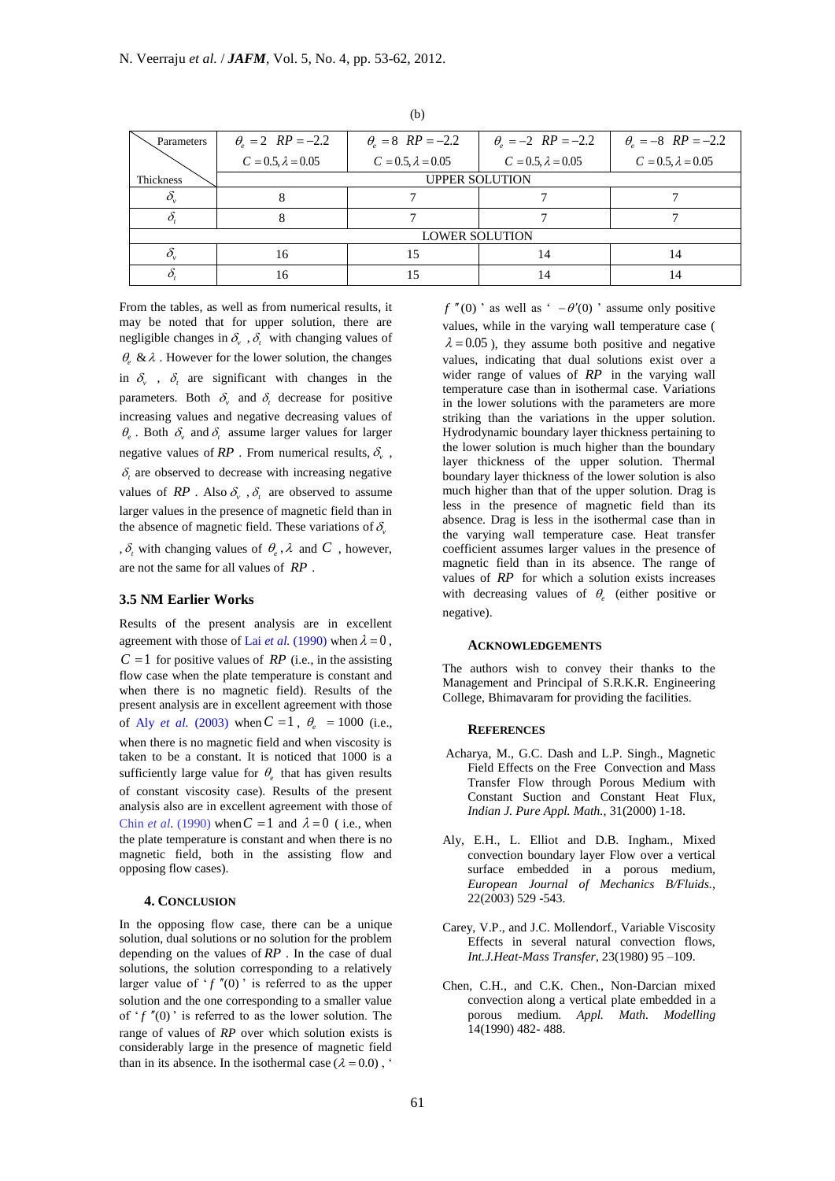(b)

| Parameters / Thickness | $\theta_e = 2$ $RP = -2.2$ $C = 0.5, \lambda = 0.05$ | $\theta_e = 8$ $RP = -2.2$ $C = 0.5, \lambda = 0.05$ | $\theta_e = -2$ $RP = -2.2$ $C = 0.5, \lambda = 0.05$ | $\theta_e = -8$ $RP = -2.2$ $C = 0.5, \lambda = 0.05$ |
|---|---|---|---|---|
| | UPPER SOLUTION | | | |
| $\delta_v$ | 8 | 7 | 7 | 7 |
| $\delta_t$ | 8 | 7 | 7 | 7 |
| LOWER SOLUTION | | | | |
| $\delta_v$ | 16 | 15 | 14 | 14 |
| $\delta_t$ | 16 | 15 | 14 | 14 |

From the tables, as well as from numerical results, it may be noted that for upper solution, there are negligible changes in $\delta_v$ , $\delta_t$ with changing values of $\theta_e$ & $\lambda$ . However for the lower solution, the changes in $\delta_v$ , $\delta_t$ are significant with changes in the parameters. Both $\delta_v$ and $\delta_t$ decrease for positive increasing values and negative decreasing values of $\theta_e$ . Both $\delta_v$ and $\delta_t$ assume larger values for larger negative values of $RP$ . From numerical results, $\delta_v$ , $\delta_t$ are observed to decrease with increasing negative values of $RP$ . Also $\delta_v$ , $\delta_t$ are observed to assume larger values in the presence of magnetic field than in the absence of magnetic field. These variations of $\delta_v$ , $\delta_t$ with changing values of $\theta_e$ , $\lambda$ and $C$ , however, are not the same for all values of $RP$ .

### 3.5 NM Earlier Works

Results of the present analysis are in excellent agreement with those of Lai *et al.* (1990) when $\lambda = 0$ , $C = 1$ for positive values of $RP$ (i.e., in the assisting flow case when the plate temperature is constant and when there is no magnetic field). Results of the present analysis are in excellent agreement with those of Aly *et al.* (2003) when $C = 1$ , $\theta_e = 1000$ (i.e., when there is no magnetic field and when viscosity is taken to be a constant. It is noticed that 1000 is a sufficiently large value for $\theta_e$ that has given results of constant viscosity case). Results of the present analysis also are in excellent agreement with those of Chin *et al.* (1990) when $C = 1$ and $\lambda = 0$ ( i.e., when the plate temperature is constant and when there is no magnetic field, both in the assisting flow and opposing flow cases).

## 4. Conclusion

In the opposing flow case, there can be a unique solution, dual solutions or no solution for the problem depending on the values of $RP$ . In the case of dual solutions, the solution corresponding to a relatively larger value of ' $f''(0)$ ' is referred to as the upper solution and the one corresponding to a smaller value of ' $f''(0)$ ' is referred to as the lower solution. The range of values of $RP$ over which solution exists is considerably large in the presence of magnetic field than in its absence. In the isothermal case ( $\lambda = 0.0$ ) , ' $f''(0)$ ' as well as ' $-\theta'(0)$ ' assume only positive values, while in the varying wall temperature case ( $\lambda = 0.05$ ), they assume both positive and negative values, indicating that dual solutions exist over a wider range of values of $RP$ in the varying wall temperature case than in isothermal case. Variations in the lower solutions with the parameters are more striking than the variations in the upper solution. Hydrodynamic boundary layer thickness pertaining to the lower solution is much higher than the boundary layer thickness of the upper solution. Thermal boundary layer thickness of the lower solution is also much higher than that of the upper solution. Drag is less in the presence of magnetic field than its absence. Drag is less in the isothermal case than in the varying wall temperature case. Heat transfer coefficient assumes larger values in the presence of magnetic field than in its absence. The range of values of $RP$ for which a solution exists increases with decreasing values of $\theta_e$ (either positive or negative).

## Acknowledgements

The authors wish to convey their thanks to the Management and Principal of S.R.K.R. Engineering College, Bhimavaram for providing the facilities.

## References

Acharya, M., G.C. Dash and L.P. Singh., Magnetic Field Effects on the Free Convection and Mass Transfer Flow through Porous Medium with Constant Suction and Constant Heat Flux, *Indian J. Pure Appl. Math.*, 31(2000) 1-18.

Aly, E.H., L. Elliot and D.B. Ingham., Mixed convection boundary layer Flow over a vertical surface embedded in a porous medium, *European Journal of Mechanics B/Fluids.*, 22(2003) 529 -543.

Carey, V.P., and J.C. Mollendorf., Variable Viscosity Effects in several natural convection flows, *Int.J.Heat-Mass Transfer*, 23(1980) 95 –109.

Chen, C.H., and C.K. Chen., Non-Darcian mixed convection along a vertical plate embedded in a porous medium. *Appl. Math. Modelling* 14(1990) 482- 488.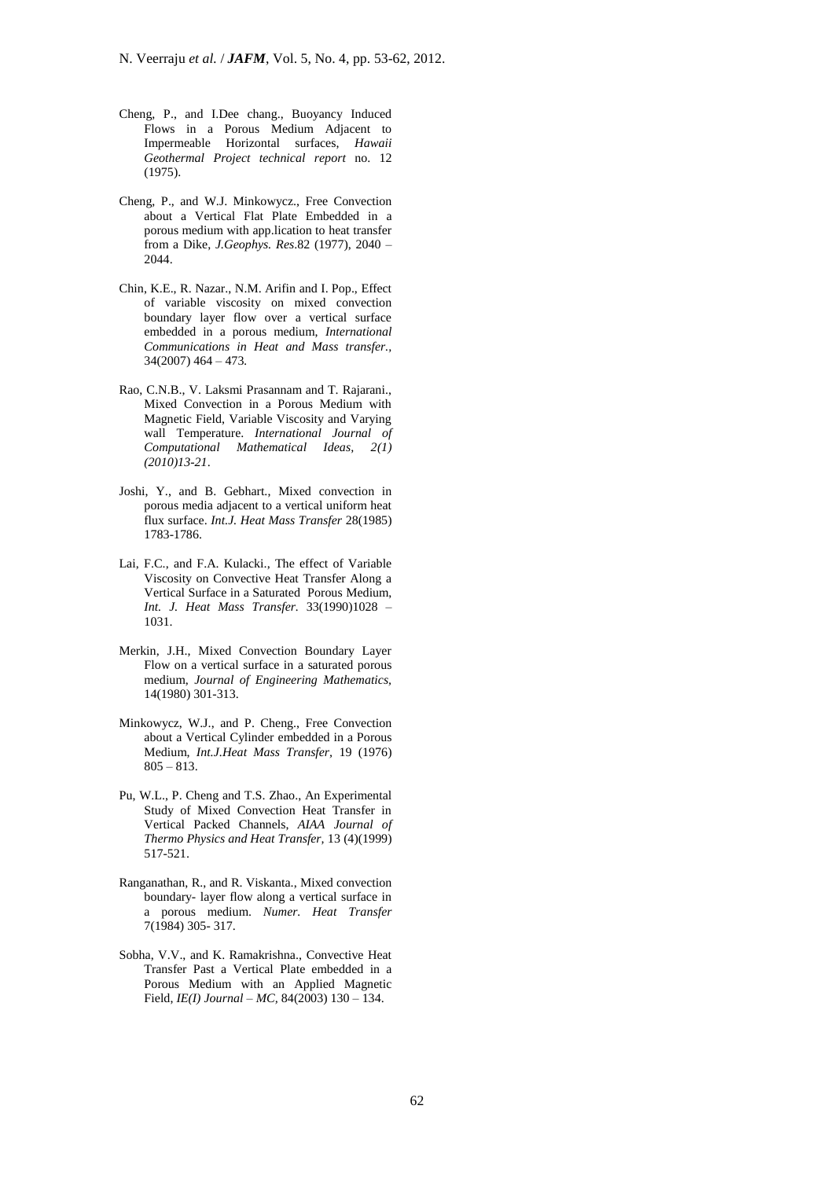Cheng, P., and I.Dee chang., Buoyancy Induced Flows in a Porous Medium Adjacent to Impermeable Horizontal surfaces, *Hawaii Geothermal Project technical report* no. 12 (1975).

Cheng, P., and W.J. Minkowycz., Free Convection about a Vertical Flat Plate Embedded in a porous medium with app.lication to heat transfer from a Dike, *J.Geophys. Res*.82 (1977), 2040 – 2044.

Chin, K.E., R. Nazar., N.M. Arifin and I. Pop., Effect of variable viscosity on mixed convection boundary layer flow over a vertical surface embedded in a porous medium, *International Communications in Heat and Mass transfer.*, 34(2007) 464 – 473.

Rao, C.N.B., V. Laksmi Prasannam and T. Rajarani., Mixed Convection in a Porous Medium with Magnetic Field, Variable Viscosity and Varying wall Temperature. *International Journal of Computational Mathematical Ideas, 2(1) (2010)13-21*.

Joshi, Y., and B. Gebhart., Mixed convection in porous media adjacent to a vertical uniform heat flux surface. *Int.J. Heat Mass Transfer* 28(1985) 1783-1786.

Lai, F.C., and F.A. Kulacki., The effect of Variable Viscosity on Convective Heat Transfer Along a Vertical Surface in a Saturated Porous Medium, *Int. J. Heat Mass Transfer.* 33(1990)1028 – 1031.

Merkin, J.H., Mixed Convection Boundary Layer Flow on a vertical surface in a saturated porous medium, *Journal of Engineering Mathematics*, 14(1980) 301-313.

Minkowycz, W.J., and P. Cheng., Free Convection about a Vertical Cylinder embedded in a Porous Medium, *Int.J.Heat Mass Transfer*, 19 (1976) 805 – 813.

Pu, W.L., P. Cheng and T.S. Zhao., An Experimental Study of Mixed Convection Heat Transfer in Vertical Packed Channels, *AIAA Journal of Thermo Physics and Heat Transfer*, 13 (4)(1999) 517-521.

Ranganathan, R., and R. Viskanta., Mixed convection boundary- layer flow along a vertical surface in a porous medium. *Numer. Heat Transfer* 7(1984) 305- 317.

Sobha, V.V., and K. Ramakrishna., Convective Heat Transfer Past a Vertical Plate embedded in a Porous Medium with an Applied Magnetic Field, *IE(I) Journal – MC*, 84(2003) 130 – 134.